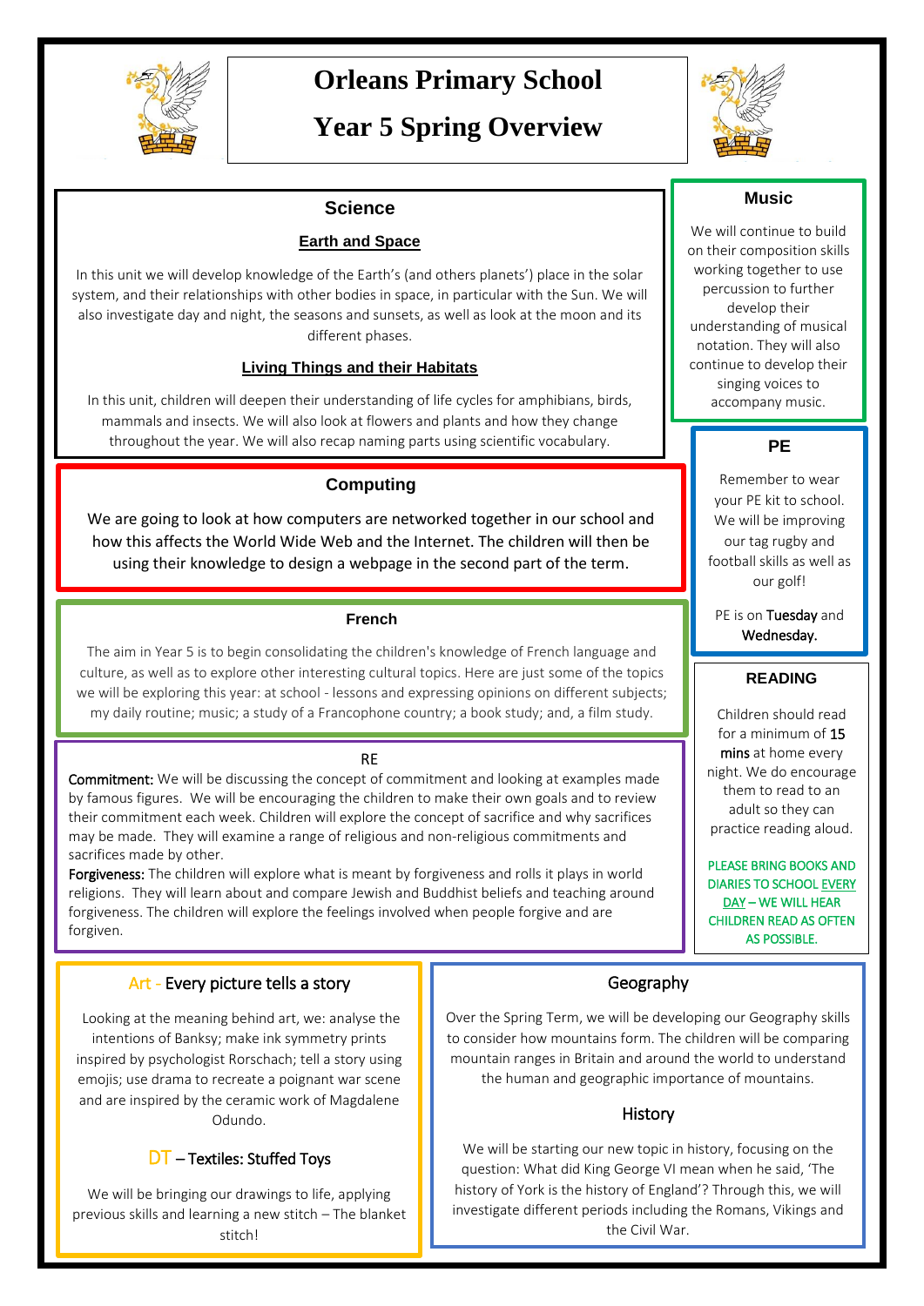# Orleans Primary School

# Year 5 Spring Overview

## Science

### Earth and Space

In this unit we will develop knowledge of the Earth's (and others planets') place in the solar system, and their relationships with other bodies in space, in particular with the Sun. We will also investigate day and night, the seasons and sunsets, as well as look at the moon and its different phases.

### Living Things and their Habitats

In this unit, children will deepen their understanding of life cycles for amphibians, birds, mammals and insects. We will also look at flowers and plants and how they change throughout the year. We will also recap naming parts using scientific vocabulary.

## Music

We will continue to build on their composition skills working together to use percussion to further develop their understanding of musical notation. They will also continue to develop their singing voices to accompany music.

## Computing

We are going to look at how computers are networked together in our school and how this affects the World Wide Web and the Internet. The children will then be using their knowledge to design a webpage in the second part of the term.

## PE

Remember to wear your PE kit to school. We will be improving our tag rugby and football skills as well as our golf!

PE is on **Tuesday** and **Wednesday.**

## French

The aim in Year 5 is to begin consolidating the children's knowledge of French language and culture, as well as to explore other interesting cultural topics. Here are just some of the topics we will be exploring this year: at school - lessons and expressing opinions on different subjects; my daily routine; music; a study of a Francophone country; a book study; and, a film study.

## READING

Children should read for a minimum of **15 mins** at home every night. We do encourage them to read to an adult so they can practice reading aloud.

PLEASE BRING BOOKS AND DIARIES TO SCHOOL EVERY DAY – WE WILL HEAR CHILDREN READ AS OFTEN AS POSSIBLE.

## RE

**Commitment:** We will be discussing the concept of commitment and looking at examples made by famous figures. We will be encouraging the children to make their own goals and to review their commitment each week. Children will explore the concept of sacrifice and why sacrifices may be made. They will examine a range of religious and non-religious commitments and sacrifices made by other.

**Forgiveness:** The children will explore what is meant by forgiveness and rolls it plays in world religions. They will learn about and compare Jewish and Buddhist beliefs and teaching around forgiveness. The children will explore the feelings involved when people forgive and are forgiven.

## Art - Every picture tells a story

Looking at the meaning behind art, we: analyse the intentions of Banksy; make ink symmetry prints inspired by psychologist Rorschach; tell a story using emojis; use drama to recreate a poignant war scene and are inspired by the ceramic work of Magdalene Odundo.

## DT – Textiles: Stuffed Toys

We will be bringing our drawings to life, applying previous skills and learning a new stitch – The blanket stitch!

## Geography

Over the Spring Term, we will be developing our Geography skills to consider how mountains form. The children will be comparing mountain ranges in Britain and around the world to understand the human and geographic importance of mountains.

## History

We will be starting our new topic in history, focusing on the question: What did King George VI mean when he said, 'The history of York is the history of England'? Through this, we will investigate different periods including the Romans, Vikings and the Civil War.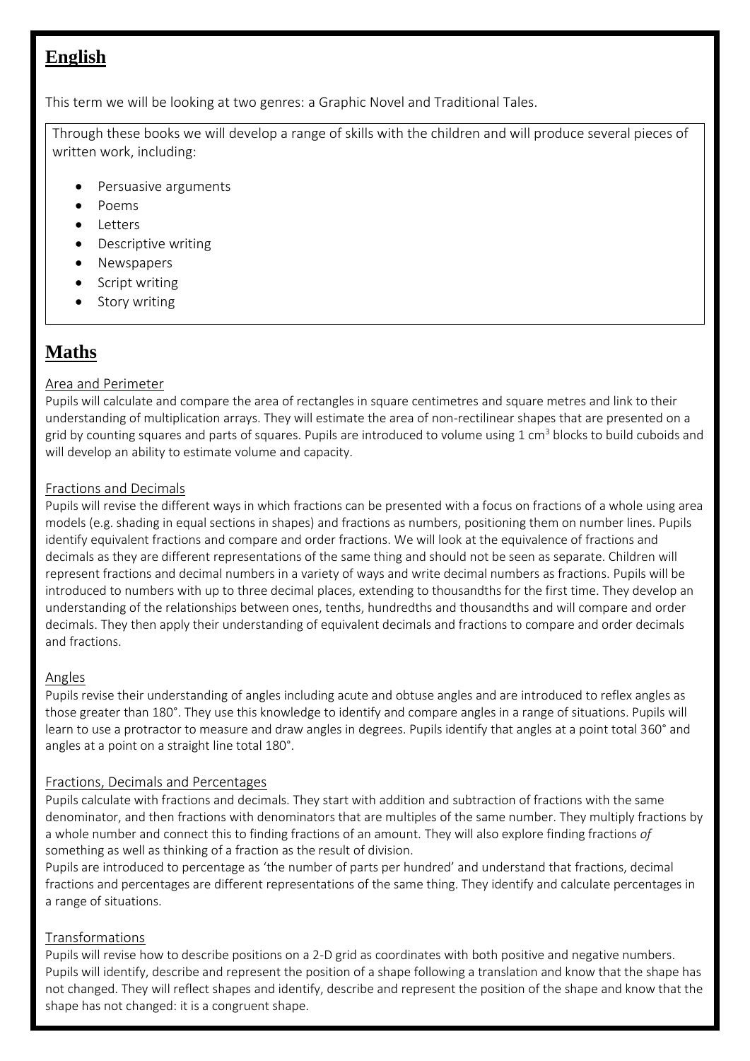## English

This term we will be looking at two genres: a Graphic Novel and Traditional Tales.

Through these books we will develop a range of skills with the children and will produce several pieces of written work, including:

- Persuasive arguments
- Poems
- Letters
- Descriptive writing
- Newspapers
- Script writing
- Story writing

## Maths

### Area and Perimeter

Pupils will calculate and compare the area of rectangles in square centimetres and square metres and link to their understanding of multiplication arrays. They will estimate the area of non-rectilinear shapes that are presented on a grid by counting squares and parts of squares. Pupils are introduced to volume using 1 $cm^3$ blocks to build cuboids and will develop an ability to estimate volume and capacity.

### Fractions and Decimals

Pupils will revise the different ways in which fractions can be presented with a focus on fractions of a whole using area models (e.g. shading in equal sections in shapes) and fractions as numbers, positioning them on number lines. Pupils identify equivalent fractions and compare and order fractions. We will look at the equivalence of fractions and decimals as they are different representations of the same thing and should not be seen as separate. Children will represent fractions and decimal numbers in a variety of ways and write decimal numbers as fractions. Pupils will be introduced to numbers with up to three decimal places, extending to thousandths for the first time. They develop an understanding of the relationships between ones, tenths, hundredths and thousandths and will compare and order decimals. They then apply their understanding of equivalent decimals and fractions to compare and order decimals and fractions.

### Angles

Pupils revise their understanding of angles including acute and obtuse angles and are introduced to reflex angles as those greater than 180°. They use this knowledge to identify and compare angles in a range of situations. Pupils will learn to use a protractor to measure and draw angles in degrees. Pupils identify that angles at a point total 360° and angles at a point on a straight line total 180°.

### Fractions, Decimals and Percentages

Pupils calculate with fractions and decimals. They start with addition and subtraction of fractions with the same denominator, and then fractions with denominators that are multiples of the same number. They multiply fractions by a whole number and connect this to finding fractions of an amount. They will also explore finding fractions *of* something as well as thinking of a fraction as the result of division.

Pupils are introduced to percentage as 'the number of parts per hundred' and understand that fractions, decimal fractions and percentages are different representations of the same thing. They identify and calculate percentages in a range of situations.

### Transformations

Pupils will revise how to describe positions on a 2-D grid as coordinates with both positive and negative numbers. Pupils will identify, describe and represent the position of a shape following a translation and know that the shape has not changed. They will reflect shapes and identify, describe and represent the position of the shape and know that the shape has not changed: it is a congruent shape.